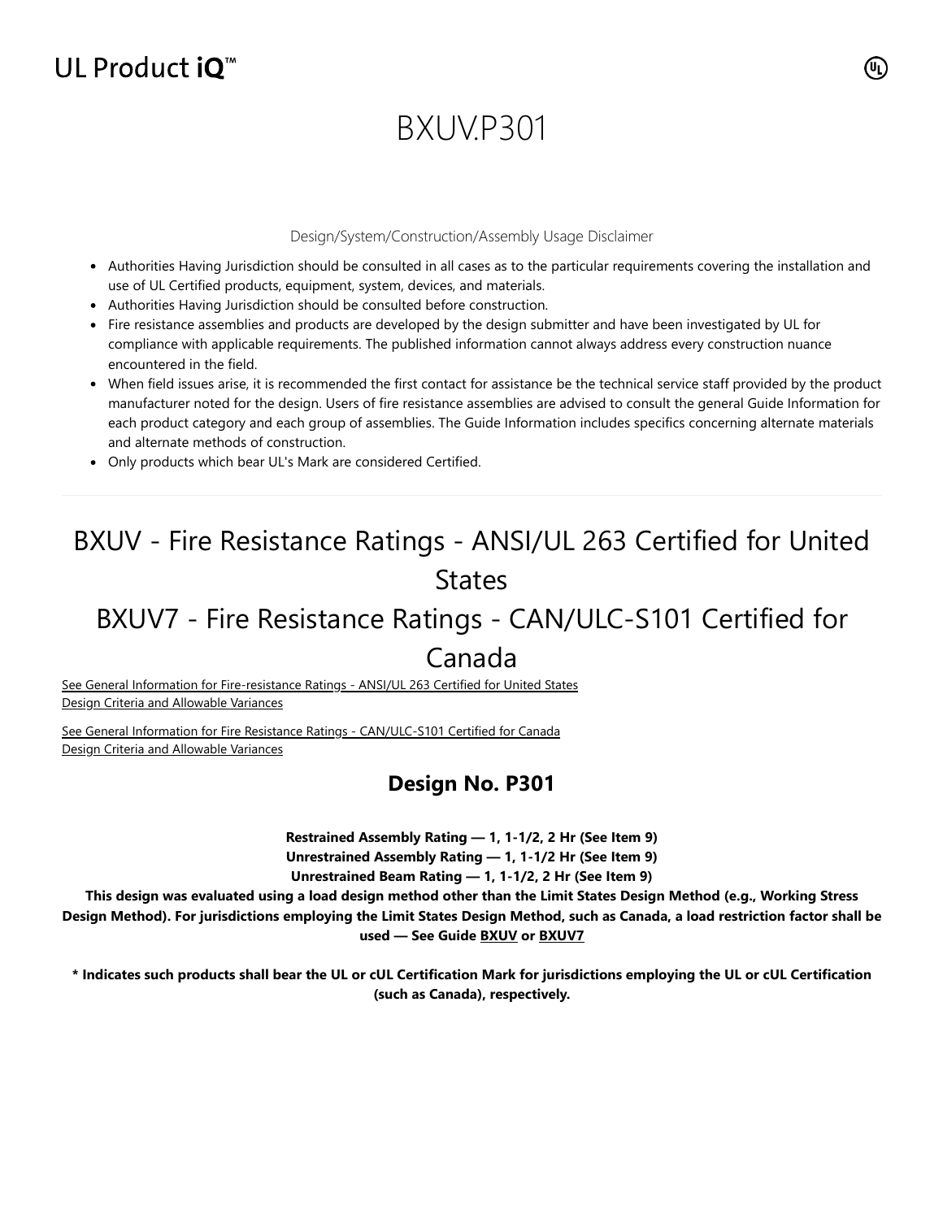# BXUV.P301

Design/System/Construction/Assembly Usage Disclaimer

- Authorities Having Jurisdiction should be consulted in all cases as to the particular requirements covering the installation and use of UL Certified products, equipment, system, devices, and materials.
- Authorities Having Jurisdiction should be consulted before construction.
- Fire resistance assemblies and products are developed by the design submitter and have been investigated by UL for compliance with applicable requirements. The published information cannot always address every construction nuance encountered in the field.
- When field issues arise, it is recommended the first contact for assistance be the technical service staff provided by the product manufacturer noted for the design. Users of fire resistance assemblies are advised to consult the general Guide Information for each product category and each group of assemblies. The Guide Information includes specifics concerning alternate materials and alternate methods of construction.
- Only products which bear UL's Mark are considered Certified.

---

## BXUV - Fire Resistance Ratings - ANSI/UL 263 Certified for United States

## BXUV7 - Fire Resistance Ratings - CAN/ULC-S101 Certified for Canada

See General Information for Fire-resistance Ratings - ANSI/UL 263 Certified for United States
Design Criteria and Allowable Variances

See General Information for Fire Resistance Ratings - CAN/ULC-S101 Certified for Canada
Design Criteria and Allowable Variances

### Design No. P301

**Restrained Assembly Rating — 1, 1-1/2, 2 Hr (See Item 9)**
**Unrestrained Assembly Rating — 1, 1-1/2 Hr (See Item 9)**
**Unrestrained Beam Rating — 1, 1-1/2, 2 Hr (See Item 9)**

**This design was evaluated using a load design method other than the Limit States Design Method (e.g., Working Stress Design Method). For jurisdictions employing the Limit States Design Method, such as Canada, a load restriction factor shall be used — See Guide BXUV or BXUV7**

**\* Indicates such products shall bear the UL or cUL Certification Mark for jurisdictions employing the UL or cUL Certification (such as Canada), respectively.**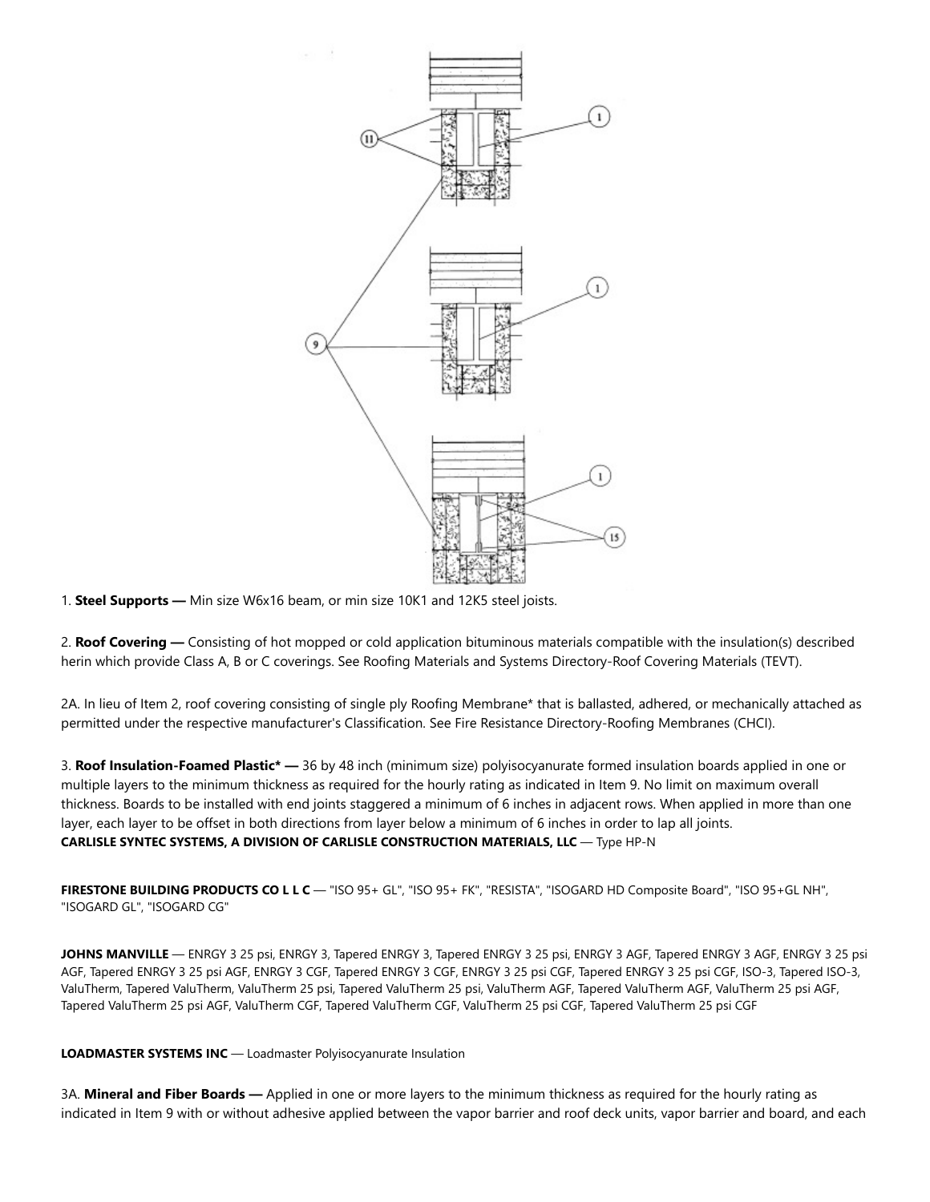1. **Steel Supports —** Min size W6x16 beam, or min size 10K1 and 12K5 steel joists.

2. **Roof Covering —** Consisting of hot mopped or cold application bituminous materials compatible with the insulation(s) described herin which provide Class A, B or C coverings. See Roofing Materials and Systems Directory-Roof Covering Materials (TEVT).

2A. In lieu of Item 2, roof covering consisting of single ply Roofing Membrane* that is ballasted, adhered, or mechanically attached as permitted under the respective manufacturer's Classification. See Fire Resistance Directory-Roofing Membranes (CHCI).

3. **Roof Insulation-Foamed Plastic* —** 36 by 48 inch (minimum size) polyisocyanurate formed insulation boards applied in one or multiple layers to the minimum thickness as required for the hourly rating as indicated in Item 9. No limit on maximum overall thickness. Boards to be installed with end joints staggered a minimum of 6 inches in adjacent rows. When applied in more than one layer, each layer to be offset in both directions from layer below a minimum of 6 inches in order to lap all joints.
**CARLISLE SYNTEC SYSTEMS, A DIVISION OF CARLISLE CONSTRUCTION MATERIALS, LLC** — Type HP-N

**FIRESTONE BUILDING PRODUCTS CO L L C** — "ISO 95+ GL", "ISO 95+ FK", "RESISTA", "ISOGARD HD Composite Board", "ISO 95+GL NH", "ISOGARD GL", "ISOGARD CG"

**JOHNS MANVILLE** — ENRGY 3 25 psi, ENRGY 3, Tapered ENRGY 3, Tapered ENRGY 3 25 psi, ENRGY 3 AGF, Tapered ENRGY 3 AGF, ENRGY 3 25 psi AGF, Tapered ENRGY 3 25 psi AGF, ENRGY 3 CGF, Tapered ENRGY 3 CGF, ENRGY 3 25 psi CGF, Tapered ENRGY 3 25 psi CGF, ISO-3, Tapered ISO-3, ValuTherm, Tapered ValuTherm, ValuTherm 25 psi, Tapered ValuTherm 25 psi, ValuTherm AGF, Tapered ValuTherm AGF, ValuTherm 25 psi AGF, Tapered ValuTherm 25 psi AGF, ValuTherm CGF, Tapered ValuTherm CGF, ValuTherm 25 psi CGF, Tapered ValuTherm 25 psi CGF

**LOADMASTER SYSTEMS INC** — Loadmaster Polyisocyanurate Insulation

3A. **Mineral and Fiber Boards —** Applied in one or more layers to the minimum thickness as required for the hourly rating as indicated in Item 9 with or without adhesive applied between the vapor barrier and roof deck units, vapor barrier and board, and each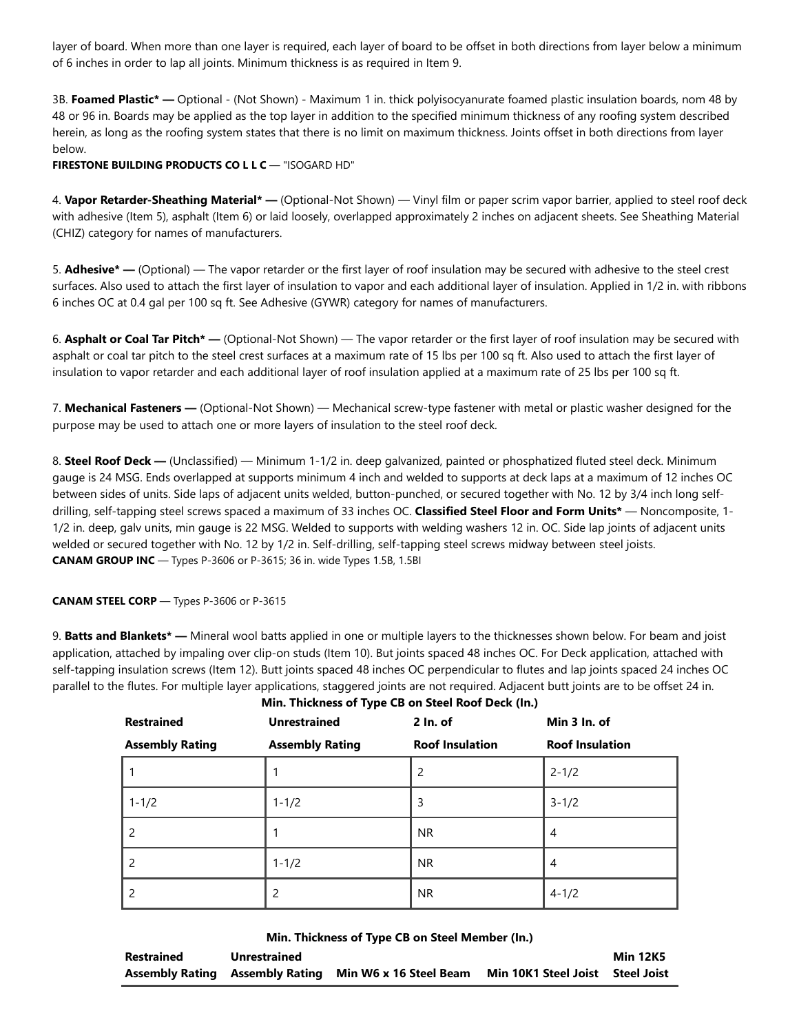layer of board. When more than one layer is required, each layer of board to be offset in both directions from layer below a minimum of 6 inches in order to lap all joints. Minimum thickness is as required in Item 9.

3B. **Foamed Plastic* —** Optional - (Not Shown) - Maximum 1 in. thick polyisocyanurate foamed plastic insulation boards, nom 48 by 48 or 96 in. Boards may be applied as the top layer in addition to the specified minimum thickness of any roofing system described herein, as long as the roofing system states that there is no limit on maximum thickness. Joints offset in both directions from layer below.

**FIRESTONE BUILDING PRODUCTS CO L L C** — "ISOGARD HD"

4. **Vapor Retarder-Sheathing Material* —** (Optional-Not Shown) — Vinyl film or paper scrim vapor barrier, applied to steel roof deck with adhesive (Item 5), asphalt (Item 6) or laid loosely, overlapped approximately 2 inches on adjacent sheets. See Sheathing Material (CHIZ) category for names of manufacturers.

5. **Adhesive* —** (Optional) — The vapor retarder or the first layer of roof insulation may be secured with adhesive to the steel crest surfaces. Also used to attach the first layer of insulation to vapor and each additional layer of insulation. Applied in 1/2 in. with ribbons 6 inches OC at 0.4 gal per 100 sq ft. See Adhesive (GYWR) category for names of manufacturers.

6. **Asphalt or Coal Tar Pitch* —** (Optional-Not Shown) — The vapor retarder or the first layer of roof insulation may be secured with asphalt or coal tar pitch to the steel crest surfaces at a maximum rate of 15 lbs per 100 sq ft. Also used to attach the first layer of insulation to vapor retarder and each additional layer of roof insulation applied at a maximum rate of 25 lbs per 100 sq ft.

7. **Mechanical Fasteners —** (Optional-Not Shown) — Mechanical screw-type fastener with metal or plastic washer designed for the purpose may be used to attach one or more layers of insulation to the steel roof deck.

8. **Steel Roof Deck —** (Unclassified) — Minimum 1-1/2 in. deep galvanized, painted or phosphatized fluted steel deck. Minimum gauge is 24 MSG. Ends overlapped at supports minimum 4 inch and welded to supports at deck laps at a maximum of 12 inches OC between sides of units. Side laps of adjacent units welded, button-punched, or secured together with No. 12 by 3/4 inch long self-drilling, self-tapping steel screws spaced a maximum of 33 inches OC. **Classified Steel Floor and Form Units*** — Noncomposite, 1-1/2 in. deep, galv units, min gauge is 22 MSG. Welded to supports with welding washers 12 in. OC. Side lap joints of adjacent units welded or secured together with No. 12 by 1/2 in. Self-drilling, self-tapping steel screws midway between steel joists.

**CANAM GROUP INC** — Types P-3606 or P-3615; 36 in. wide Types 1.5B, 1.5BI

**CANAM STEEL CORP** — Types P-3606 or P-3615

9. **Batts and Blankets* —** Mineral wool batts applied in one or multiple layers to the thicknesses shown below. For beam and joist application, attached by impaling over clip-on studs (Item 10). But joints spaced 48 inches OC. For Deck application, attached with self-tapping insulation screws (Item 12). Butt joints spaced 48 inches OC perpendicular to flutes and lap joints spaced 24 inches OC parallel to the flutes. For multiple layer applications, staggered joints are not required. Adjacent butt joints are to be offset 24 in.

**Min. Thickness of Type CB on Steel Roof Deck (In.)**

| Restrained Assembly Rating | Unrestrained Assembly Rating | 2 In. of Roof Insulation | Min 3 In. of Roof Insulation |
|---|---|---|---|
| 1 | 1 | 2 | 2-1/2 |
| 1-1/2 | 1-1/2 | 3 | 3-1/2 |
| 2 | 1 | NR | 4 |
| 2 | 1-1/2 | NR | 4 |
| 2 | 2 | NR | 4-1/2 |

**Min. Thickness of Type CB on Steel Member (In.)**

| Restrained Assembly Rating | Unrestrained Assembly Rating | Min W6 x 16 Steel Beam | Min 10K1 Steel Joist | Min 12K5 Steel Joist |
|---|---|---|---|---|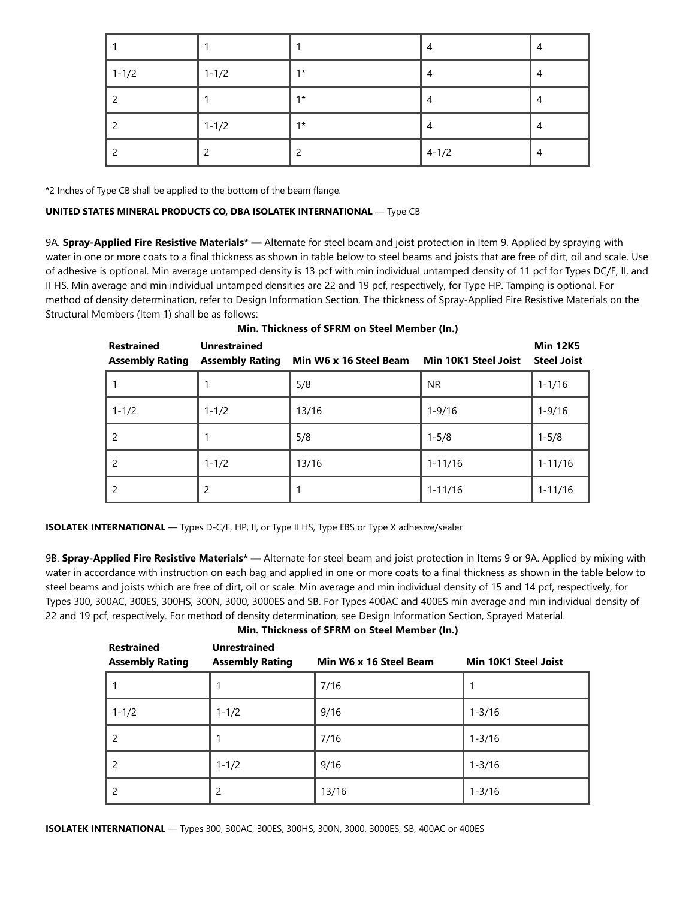| | | | | |
|---|---|---|---|---|
| 1 | 1 | 1 | 4 | 4 |
| 1-1/2 | 1-1/2 | 1* | 4 | 4 |
| 2 | 1 | 1* | 4 | 4 |
| 2 | 1-1/2 | 1* | 4 | 4 |
| 2 | 2 | 2 | 4-1/2 | 4 |

*2 Inches of Type CB shall be applied to the bottom of the beam flange.

**UNITED STATES MINERAL PRODUCTS CO, DBA ISOLATEK INTERNATIONAL** — Type CB

9A. **Spray-Applied Fire Resistive Materials* —** Alternate for steel beam and joist protection in Item 9. Applied by spraying with water in one or more coats to a final thickness as shown in table below to steel beams and joists that are free of dirt, oil and scale. Use of adhesive is optional. Min average untamped density is 13 pcf with min individual untamped density of 11 pcf for Types DC/F, II, and II HS. Min average and min individual untamped densities are 22 and 19 pcf, respectively, for Type HP. Tamping is optional. For method of density determination, refer to Design Information Section. The thickness of Spray-Applied Fire Resistive Materials on the Structural Members (Item 1) shall be as follows:

**Min. Thickness of SFRM on Steel Member (In.)**

| Restrained Assembly Rating | Unrestrained Assembly Rating | Min W6 x 16 Steel Beam | Min 10K1 Steel Joist | Min 12K5 Steel Joist |
|---|---|---|---|---|
| 1 | 1 | 5/8 | NR | 1-1/16 |
| 1-1/2 | 1-1/2 | 13/16 | 1-9/16 | 1-9/16 |
| 2 | 1 | 5/8 | 1-5/8 | 1-5/8 |
| 2 | 1-1/2 | 13/16 | 1-11/16 | 1-11/16 |
| 2 | 2 | 1 | 1-11/16 | 1-11/16 |

**ISOLATEK INTERNATIONAL** — Types D-C/F, HP, II, or Type II HS, Type EBS or Type X adhesive/sealer

9B. **Spray-Applied Fire Resistive Materials* —** Alternate for steel beam and joist protection in Items 9 or 9A. Applied by mixing with water in accordance with instruction on each bag and applied in one or more coats to a final thickness as shown in the table below to steel beams and joists which are free of dirt, oil or scale. Min average and min individual density of 15 and 14 pcf, respectively, for Types 300, 300AC, 300ES, 300HS, 300N, 3000, 3000ES and SB. For Types 400AC and 400ES min average and min individual density of 22 and 19 pcf, respectively. For method of density determination, see Design Information Section, Sprayed Material.

**Min. Thickness of SFRM on Steel Member (In.)**

| Restrained Assembly Rating | Unrestrained Assembly Rating | Min W6 x 16 Steel Beam | Min 10K1 Steel Joist |
|---|---|---|---|
| 1 | 1 | 7/16 | 1 |
| 1-1/2 | 1-1/2 | 9/16 | 1-3/16 |
| 2 | 1 | 7/16 | 1-3/16 |
| 2 | 1-1/2 | 9/16 | 1-3/16 |
| 2 | 2 | 13/16 | 1-3/16 |

**ISOLATEK INTERNATIONAL** — Types 300, 300AC, 300ES, 300HS, 300N, 3000, 3000ES, SB, 400AC or 400ES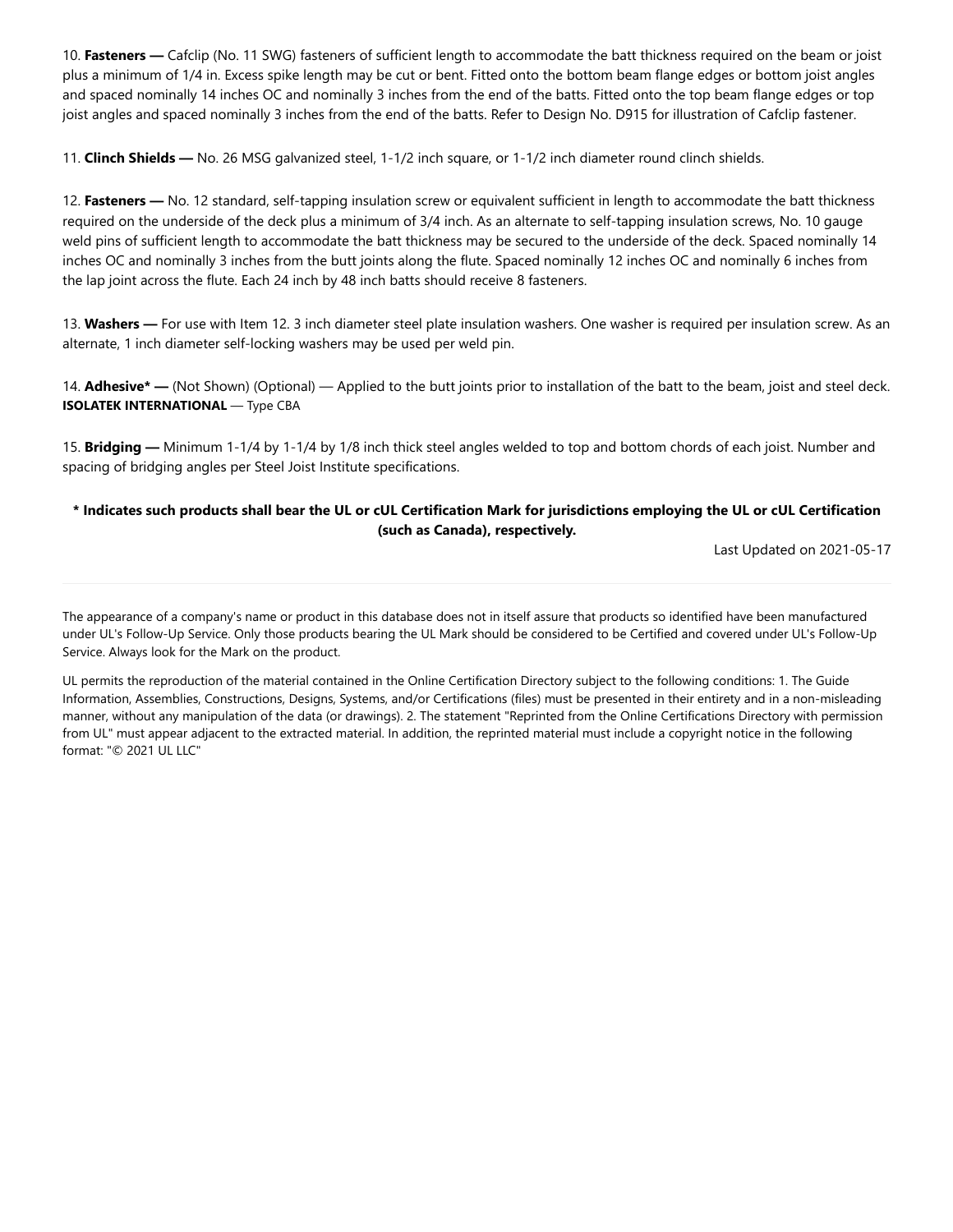10. **Fasteners —** Cafclip (No. 11 SWG) fasteners of sufficient length to accommodate the batt thickness required on the beam or joist plus a minimum of 1/4 in. Excess spike length may be cut or bent. Fitted onto the bottom beam flange edges or bottom joist angles and spaced nominally 14 inches OC and nominally 3 inches from the end of the batts. Fitted onto the top beam flange edges or top joist angles and spaced nominally 3 inches from the end of the batts. Refer to Design No. D915 for illustration of Cafclip fastener.

11. **Clinch Shields —** No. 26 MSG galvanized steel, 1-1/2 inch square, or 1-1/2 inch diameter round clinch shields.

12. **Fasteners —** No. 12 standard, self-tapping insulation screw or equivalent sufficient in length to accommodate the batt thickness required on the underside of the deck plus a minimum of 3/4 inch. As an alternate to self-tapping insulation screws, No. 10 gauge weld pins of sufficient length to accommodate the batt thickness may be secured to the underside of the deck. Spaced nominally 14 inches OC and nominally 3 inches from the butt joints along the flute. Spaced nominally 12 inches OC and nominally 6 inches from the lap joint across the flute. Each 24 inch by 48 inch batts should receive 8 fasteners.

13. **Washers —** For use with Item 12. 3 inch diameter steel plate insulation washers. One washer is required per insulation screw. As an alternate, 1 inch diameter self-locking washers may be used per weld pin.

14. **Adhesive* —** (Not Shown) (Optional) — Applied to the butt joints prior to installation of the batt to the beam, joist and steel deck.
**ISOLATEK INTERNATIONAL** — Type CBA

15. **Bridging —** Minimum 1-1/4 by 1-1/4 by 1/8 inch thick steel angles welded to top and bottom chords of each joist. Number and spacing of bridging angles per Steel Joist Institute specifications.

**\* Indicates such products shall bear the UL or cUL Certification Mark for jurisdictions employing the UL or cUL Certification (such as Canada), respectively.**

Last Updated on 2021-05-17

---

The appearance of a company's name or product in this database does not in itself assure that products so identified have been manufactured under UL's Follow-Up Service. Only those products bearing the UL Mark should be considered to be Certified and covered under UL's Follow-Up Service. Always look for the Mark on the product.

UL permits the reproduction of the material contained in the Online Certification Directory subject to the following conditions: 1. The Guide Information, Assemblies, Constructions, Designs, Systems, and/or Certifications (files) must be presented in their entirety and in a non-misleading manner, without any manipulation of the data (or drawings). 2. The statement "Reprinted from the Online Certifications Directory with permission from UL" must appear adjacent to the extracted material. In addition, the reprinted material must include a copyright notice in the following format: "© 2021 UL LLC"